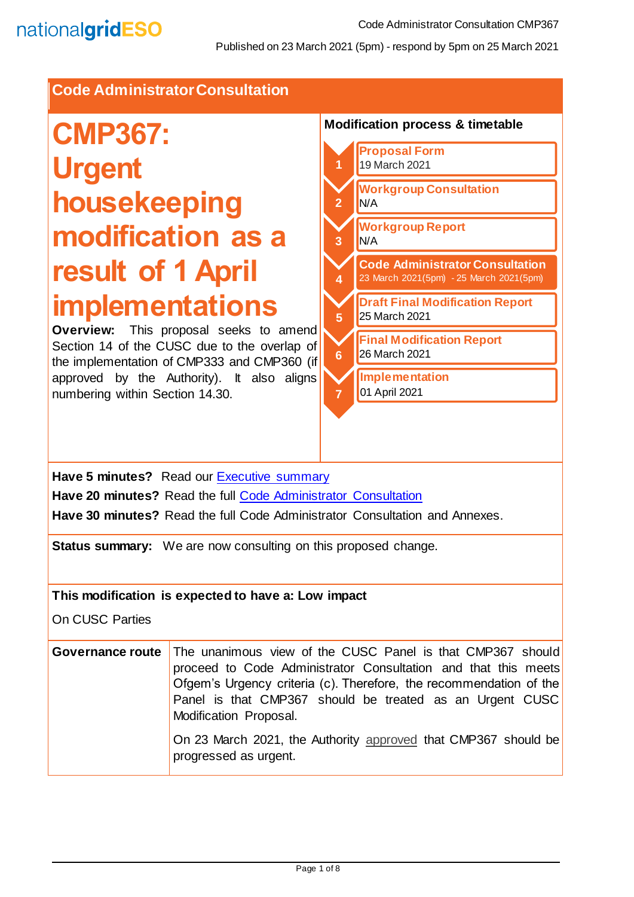Code Administrator Consultation CMP367

Published on 23 March 2021 (5pm) - respond by 5pm on 25 March 2021

## Code Administrator Consultation

# CMP367: Urgent housekeeping modification as a result of 1 April implementations

**Overview:** This proposal seeks to amend Section 14 of the CUSC due to the overlap of the implementation of CMP333 and CMP360 (if approved by the Authority). It also aligns numbering within Section 14.30.

### Modification process & timetable

1. **Proposal Form** 19 March 2021
2. **Workgroup Consultation** N/A
3. **Workgroup Report** N/A
4. **Code Administrator Consultation** 23 March 2021(5pm) - 25 March 2021(5pm)
5. **Draft Final Modification Report** 25 March 2021
6. **Final Modification Report** 26 March 2021
7. **Implementation** 01 April 2021

**Have 5 minutes?** Read our Executive summary

**Have 20 minutes?** Read the full Code Administrator Consultation

**Have 30 minutes?** Read the full Code Administrator Consultation and Annexes.

**Status summary:** We are now consulting on this proposed change.

**This modification is expected to have a: Low impact**

On CUSC Parties

| **Governance route** | The unanimous view of the CUSC Panel is that CMP367 should proceed to Code Administrator Consultation and that this meets Ofgem's Urgency criteria (c). Therefore, the recommendation of the Panel is that CMP367 should be treated as an Urgent CUSC Modification Proposal.<br><br>On 23 March 2021, the Authority approved that CMP367 should be progressed as urgent. |
|---|---|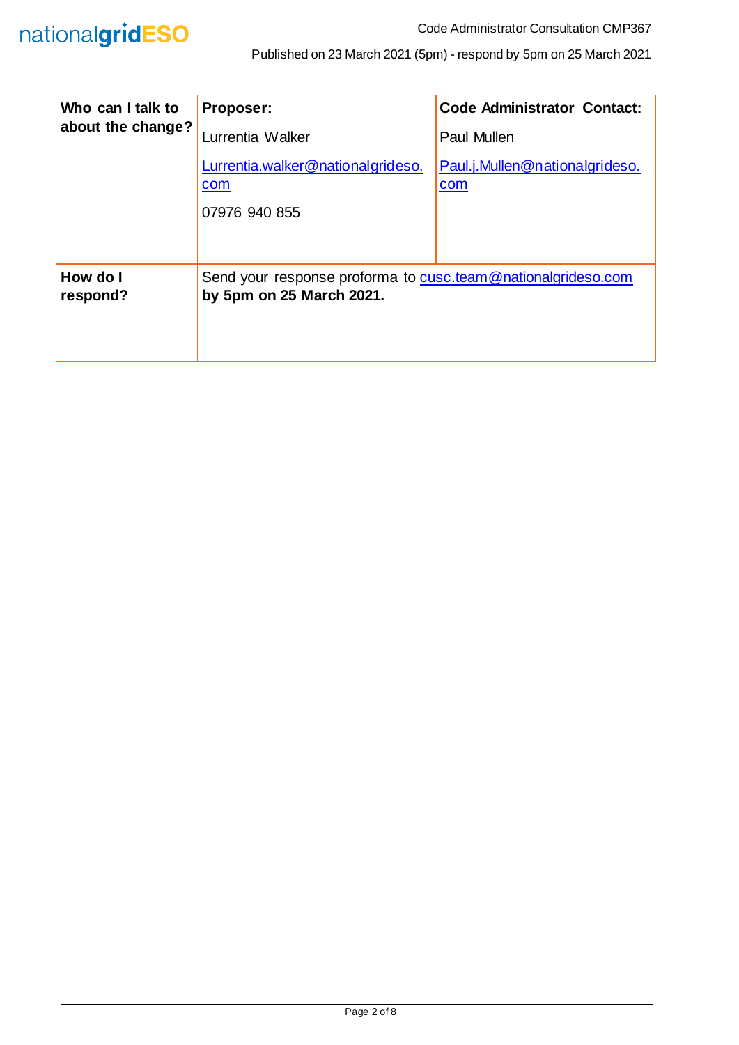| Who can I talk to about the change? | **Proposer:**<br>Lurrentia Walker<br>Lurrentia.walker@nationalgrideso.com<br>07976 940 855 | **Code Administrator Contact:**<br>Paul Mullen<br>Paul.j.Mullen@nationalgrideso.com |
|---|---|---|
| **How do I respond?** | Send your response proforma to cusc.team@nationalgrideso.com **by 5pm on 25 March 2021.** | |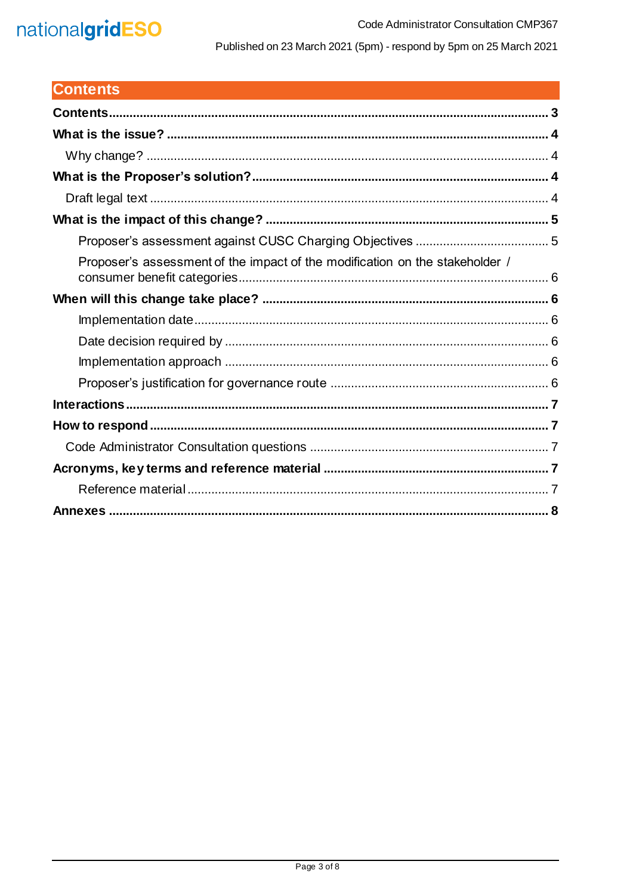# Contents

| | |
|---|---|
| **Contents** | **3** |
| **What is the issue?** | **4** |
| Why change? | 4 |
| **What is the Proposer's solution?** | **4** |
| Draft legal text | 4 |
| **What is the impact of this change?** | **5** |
| Proposer's assessment against CUSC Charging Objectives | 5 |
| Proposer's assessment of the impact of the modification on the stakeholder / consumer benefit categories | 6 |
| **When will this change take place?** | **6** |
| Implementation date | 6 |
| Date decision required by | 6 |
| Implementation approach | 6 |
| Proposer's justification for governance route | 6 |
| **Interactions** | **7** |
| **How to respond** | **7** |
| Code Administrator Consultation questions | 7 |
| **Acronyms, key terms and reference material** | **7** |
| Reference material | 7 |
| **Annexes** | **8** |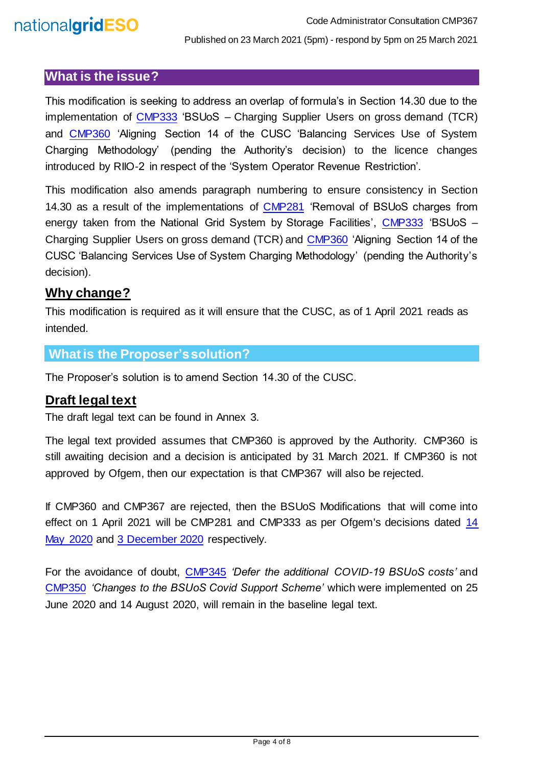## What is the issue?

This modification is seeking to address an overlap of formula's in Section 14.30 due to the implementation of CMP333 'BSUoS – Charging Supplier Users on gross demand (TCR) and CMP360 'Aligning Section 14 of the CUSC 'Balancing Services Use of System Charging Methodology' (pending the Authority's decision) to the licence changes introduced by RIIO-2 in respect of the 'System Operator Revenue Restriction'.

This modification also amends paragraph numbering to ensure consistency in Section 14.30 as a result of the implementations of CMP281 'Removal of BSUoS charges from energy taken from the National Grid System by Storage Facilities', CMP333 'BSUoS – Charging Supplier Users on gross demand (TCR) and CMP360 'Aligning Section 14 of the CUSC 'Balancing Services Use of System Charging Methodology' (pending the Authority's decision).

### Why change?

This modification is required as it will ensure that the CUSC, as of 1 April 2021 reads as intended.

## What is the Proposer's solution?

The Proposer's solution is to amend Section 14.30 of the CUSC.

### Draft legal text

The draft legal text can be found in Annex 3.

The legal text provided assumes that CMP360 is approved by the Authority. CMP360 is still awaiting decision and a decision is anticipated by 31 March 2021. If CMP360 is not approved by Ofgem, then our expectation is that CMP367 will also be rejected.

If CMP360 and CMP367 are rejected, then the BSUoS Modifications that will come into effect on 1 April 2021 will be CMP281 and CMP333 as per Ofgem's decisions dated 14 May 2020 and 3 December 2020 respectively.

For the avoidance of doubt, CMP345 *'Defer the additional COVID-19 BSUoS costs'* and CMP350 *'Changes to the BSUoS Covid Support Scheme'* which were implemented on 25 June 2020 and 14 August 2020, will remain in the baseline legal text.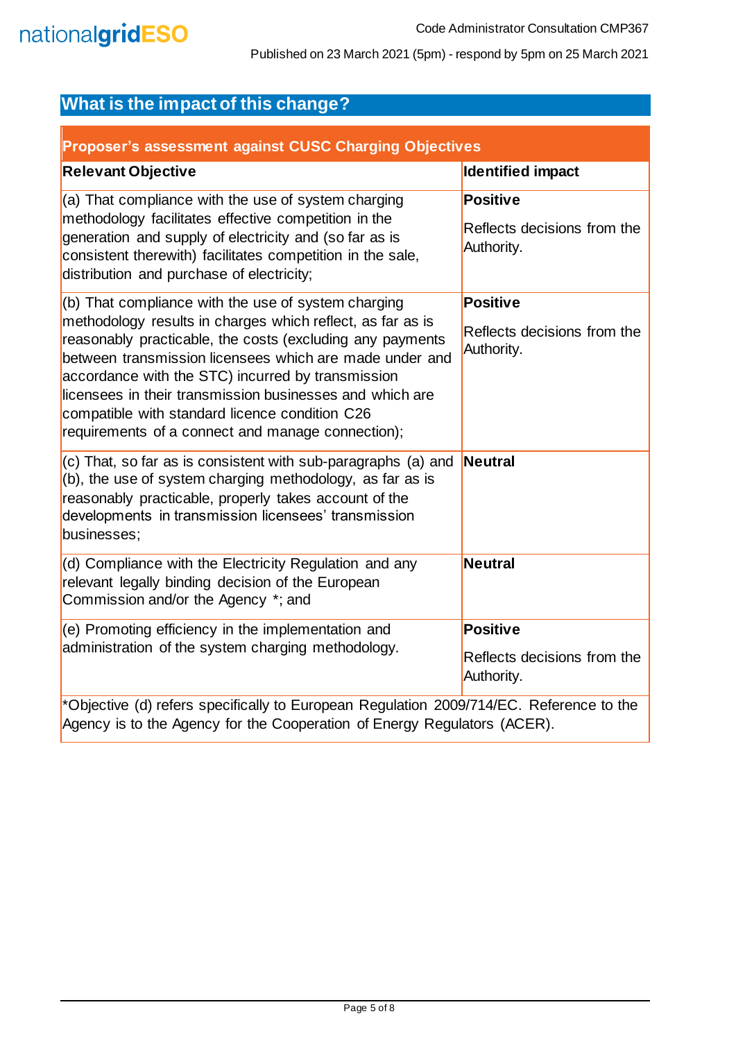## What is the impact of this change?

| Proposer's assessment against CUSC Charging Objectives | |
|---|---|
| **Relevant Objective** | **Identified impact** |
| (a) That compliance with the use of system charging methodology facilitates effective competition in the generation and supply of electricity and (so far as is consistent therewith) facilitates competition in the sale, distribution and purchase of electricity; | **Positive**<br><br>Reflects decisions from the Authority. |
| (b) That compliance with the use of system charging methodology results in charges which reflect, as far as is reasonably practicable, the costs (excluding any payments between transmission licensees which are made under and accordance with the STC) incurred by transmission licensees in their transmission businesses and which are compatible with standard licence condition C26 requirements of a connect and manage connection); | **Positive**<br><br>Reflects decisions from the Authority. |
| (c) That, so far as is consistent with sub-paragraphs (a) and (b), the use of system charging methodology, as far as is reasonably practicable, properly takes account of the developments in transmission licensees' transmission businesses; | **Neutral** |
| (d) Compliance with the Electricity Regulation and any relevant legally binding decision of the European Commission and/or the Agency *; and | **Neutral** |
| (e) Promoting efficiency in the implementation and administration of the system charging methodology. | **Positive**<br><br>Reflects decisions from the Authority. |
| *Objective (d) refers specifically to European Regulation 2009/714/EC. Reference to the Agency is to the Agency for the Cooperation of Energy Regulators (ACER). | |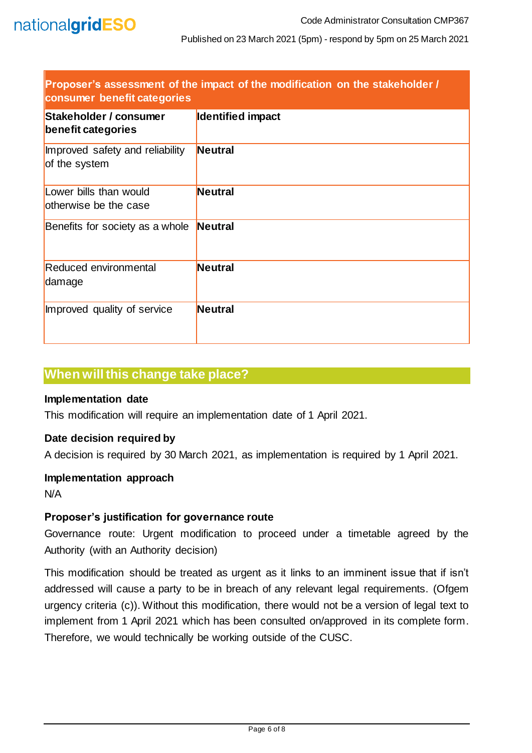| Proposer's assessment of the impact of the modification on the stakeholder / consumer benefit categories | |
|---|---|
| **Stakeholder / consumer benefit categories** | **Identified impact** |
| Improved safety and reliability of the system | **Neutral** |
| Lower bills than would otherwise be the case | **Neutral** |
| Benefits for society as a whole | **Neutral** |
| Reduced environmental damage | **Neutral** |
| Improved quality of service | **Neutral** |

## When will this change take place?

### Implementation date

This modification will require an implementation date of 1 April 2021.

### Date decision required by

A decision is required by 30 March 2021, as implementation is required by 1 April 2021.

### Implementation approach

N/A

### Proposer's justification for governance route

Governance route: Urgent modification to proceed under a timetable agreed by the Authority (with an Authority decision)

This modification should be treated as urgent as it links to an imminent issue that if isn't addressed will cause a party to be in breach of any relevant legal requirements. (Ofgem urgency criteria (c)). Without this modification, there would not be a version of legal text to implement from 1 April 2021 which has been consulted on/approved in its complete form. Therefore, we would technically be working outside of the CUSC.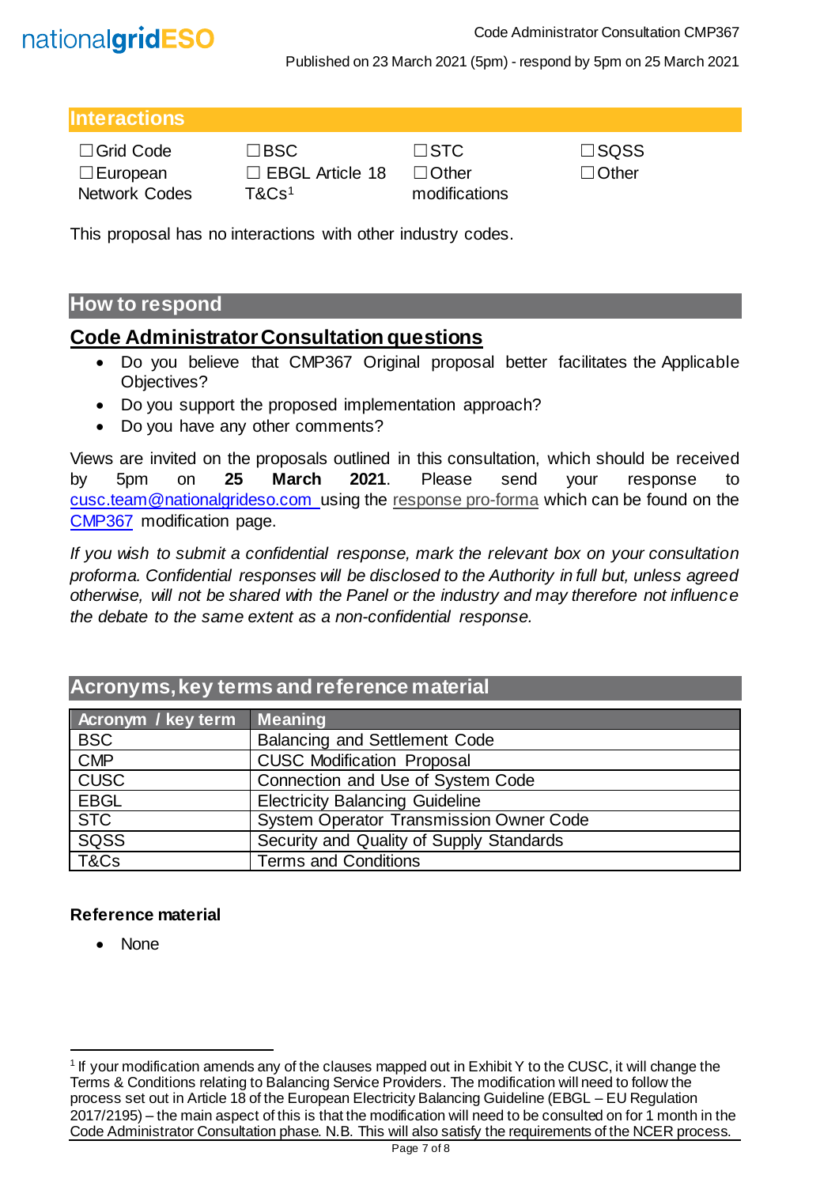## Interactions

| | | | |
|---|---|---|---|
| ☐Grid Code | ☐BSC | ☐STC | ☐SQSS |
| ☐European Network Codes | ☐ EBGL Article 18 T&Cs[1] | ☐Other modifications | ☐Other |

This proposal has no interactions with other industry codes.

## How to respond

### Code Administrator Consultation questions

- Do you believe that CMP367 Original proposal better facilitates the Applicable Objectives?
- Do you support the proposed implementation approach?
- Do you have any other comments?

Views are invited on the proposals outlined in this consultation, which should be received by 5pm on **25 March 2021**. Please send your response to cusc.team@nationalgrideso.com using the response pro-forma which can be found on the CMP367 modification page.

*If you wish to submit a confidential response, mark the relevant box on your consultation proforma. Confidential responses will be disclosed to the Authority in full but, unless agreed otherwise, will not be shared with the Panel or the industry and may therefore not influence the debate to the same extent as a non-confidential response.*

## Acronyms, key terms and reference material

| Acronym / key term | Meaning |
|---|---|
| BSC | Balancing and Settlement Code |
| CMP | CUSC Modification Proposal |
| CUSC | Connection and Use of System Code |
| EBGL | Electricity Balancing Guideline |
| STC | System Operator Transmission Owner Code |
| SQSS | Security and Quality of Supply Standards |
| T&Cs | Terms and Conditions |

**Reference material**

- None

[1] If your modification amends any of the clauses mapped out in Exhibit Y to the CUSC, it will change the Terms & Conditions relating to Balancing Service Providers. The modification will need to follow the process set out in Article 18 of the European Electricity Balancing Guideline (EBGL – EU Regulation 2017/2195) – the main aspect of this is that the modification will need to be consulted on for 1 month in the Code Administrator Consultation phase. N.B. This will also satisfy the requirements of the NCER process.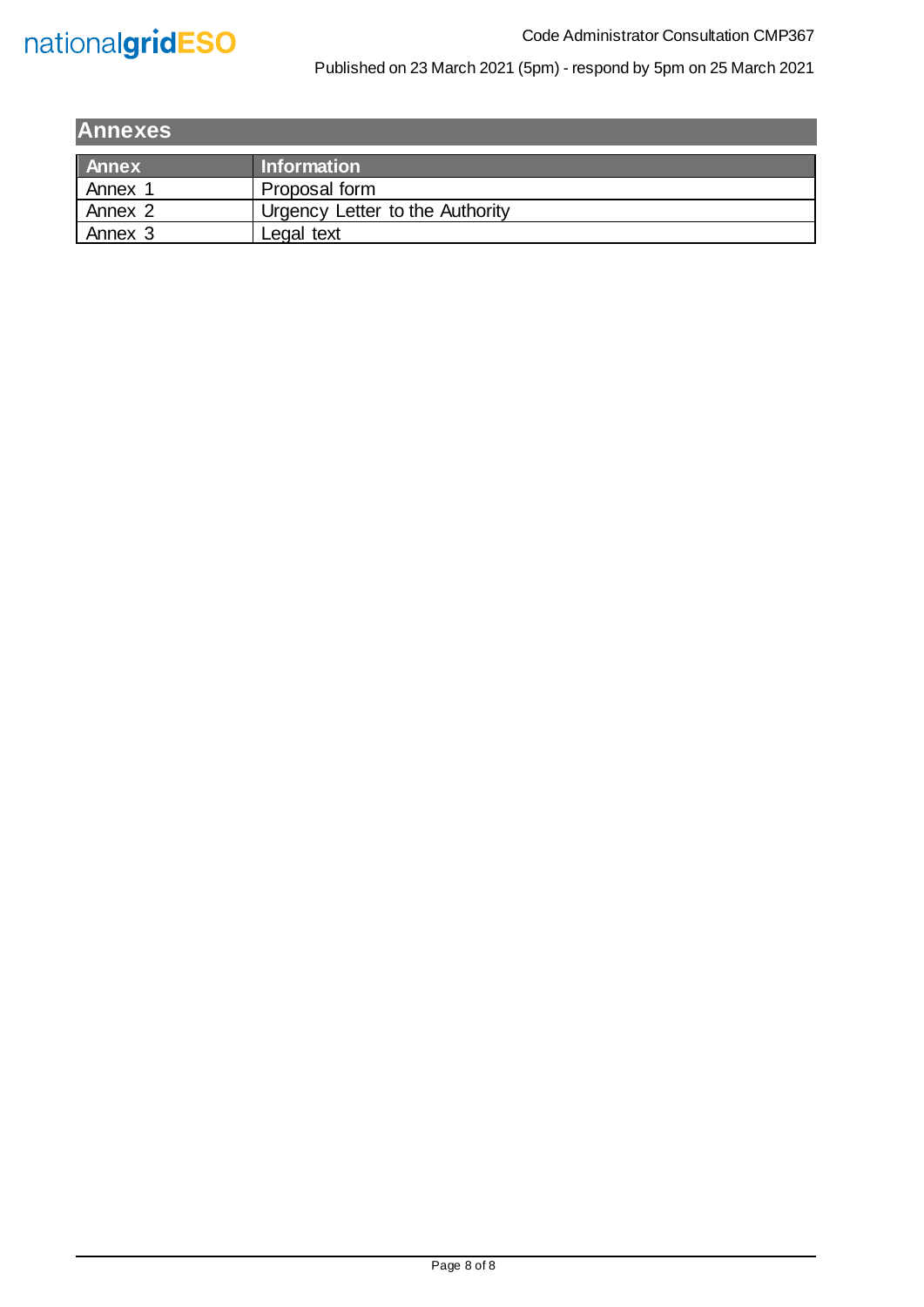## Annexes

| Annex | Information |
|---|---|
| Annex 1 | Proposal form |
| Annex 2 | Urgency Letter to the Authority |
| Annex 3 | Legal text |